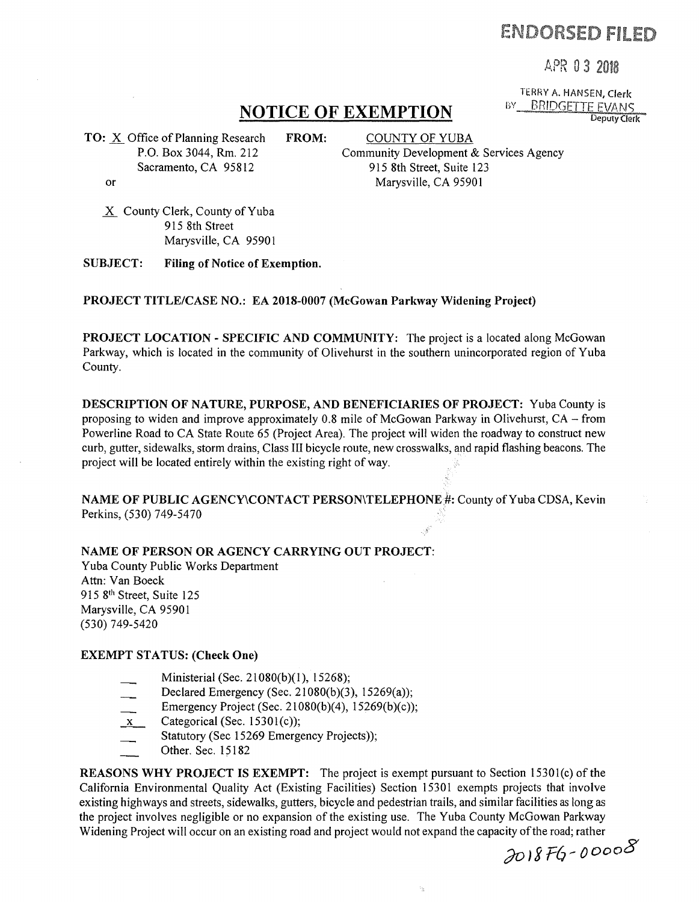**ENDORSED FILED**

APR 03 2018

TERRY A. HANSEN, Clerk
BY BRIDGETTE EVANS
Deputy Clerk

# NOTICE OF EXEMPTION

**TO:** X Office of Planning Research
P.O. Box 3044, Rm. 212
Sacramento, CA 95812

or

X County Clerk, County of Yuba
915 8th Street
Marysville, CA 95901

**FROM:** COUNTY OF YUBA
Community Development & Services Agency
915 8th Street, Suite 123
Marysville, CA 95901

**SUBJECT:** **Filing of Notice of Exemption.**

**PROJECT TITLE/CASE NO.: EA 2018-0007 (McGowan Parkway Widening Project)**

**PROJECT LOCATION - SPECIFIC AND COMMUNITY:** The project is a located along McGowan Parkway, which is located in the community of Olivehurst in the southern unincorporated region of Yuba County.

**DESCRIPTION OF NATURE, PURPOSE, AND BENEFICIARIES OF PROJECT:** Yuba County is proposing to widen and improve approximately 0.8 mile of McGowan Parkway in Olivehurst, CA – from Powerline Road to CA State Route 65 (Project Area). The project will widen the roadway to construct new curb, gutter, sidewalks, storm drains, Class III bicycle route, new crosswalks, and rapid flashing beacons. The project will be located entirely within the existing right of way.

**NAME OF PUBLIC AGENCY\CONTACT PERSON\TELEPHONE #:** County of Yuba CDSA, Kevin Perkins, (530) 749-5470

**NAME OF PERSON OR AGENCY CARRYING OUT PROJECT:**
Yuba County Public Works Department
Attn: Van Boeck
915 8th Street, Suite 125
Marysville, CA 95901
(530) 749-5420

**EXEMPT STATUS: (Check One)**

- ___ Ministerial (Sec. 21080(b)(1), 15268);
- ___ Declared Emergency (Sec. 21080(b)(3), 15269(a));
- ___ Emergency Project (Sec. 21080(b)(4), 15269(b)(c));
- _x_ Categorical (Sec. 15301(c));
- ___ Statutory (Sec 15269 Emergency Projects));
- ___ Other. Sec. 15182

**REASONS WHY PROJECT IS EXEMPT:** The project is exempt pursuant to Section 15301(c) of the California Environmental Quality Act (Existing Facilities) Section 15301 exempts projects that involve existing highways and streets, sidewalks, gutters, bicycle and pedestrian trails, and similar facilities as long as the project involves negligible or no expansion of the existing use. The Yuba County McGowan Parkway Widening Project will occur on an existing road and project would not expand the capacity of the road; rather

2018FG-00008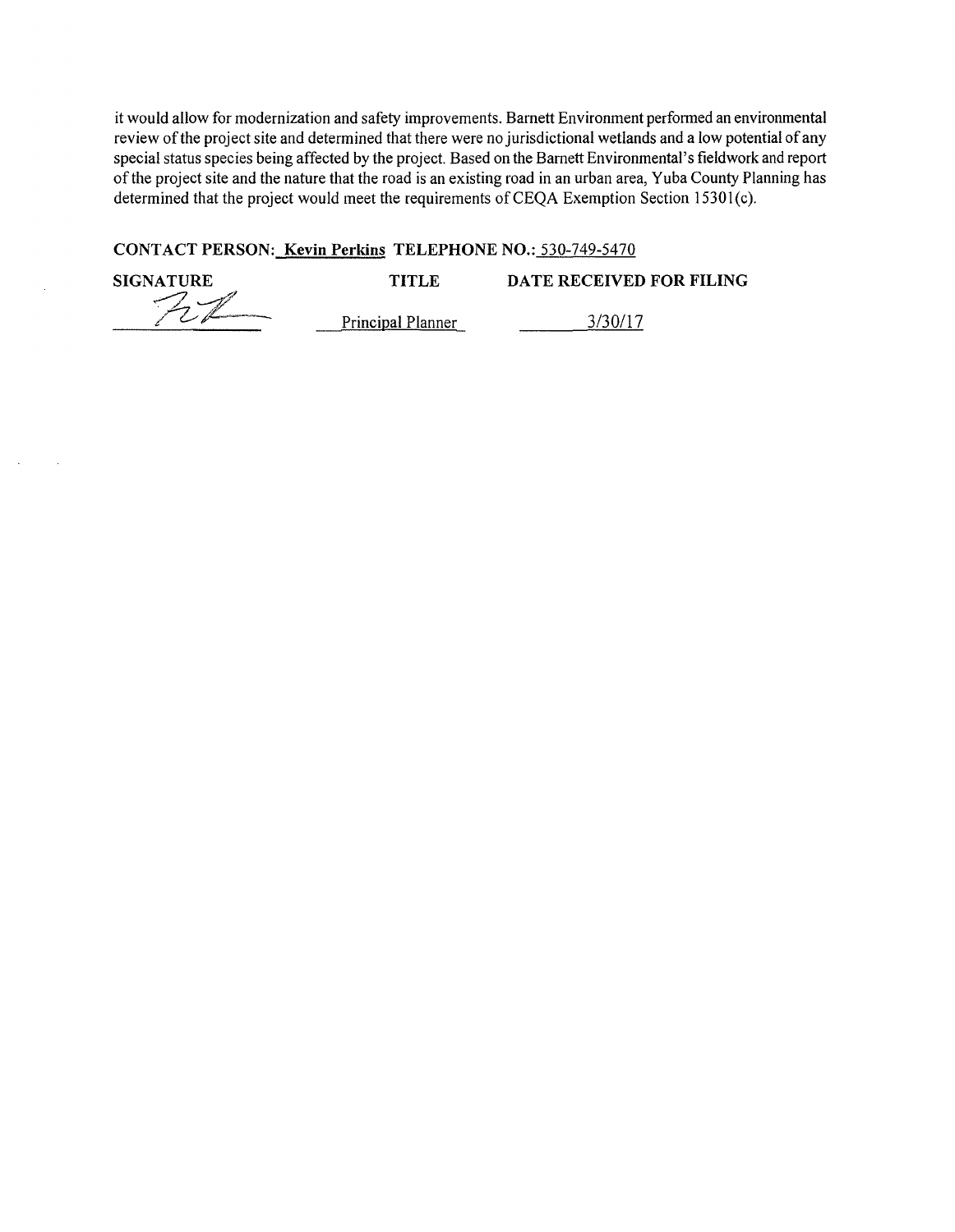it would allow for modernization and safety improvements. Barnett Environment performed an environmental review of the project site and determined that there were no jurisdictional wetlands and a low potential of any special status species being affected by the project. Based on the Barnett Environmental's fieldwork and report of the project site and the nature that the road is an existing road in an urban area, Yuba County Planning has determined that the project would meet the requirements of CEQA Exemption Section 15301(c).

**CONTACT PERSON:** **Kevin Perkins** **TELEPHONE NO.:** 530-749-5470

| SIGNATURE | TITLE | DATE RECEIVED FOR FILING |
|---|---|---|
| | Principal Planner | 3/30/17 |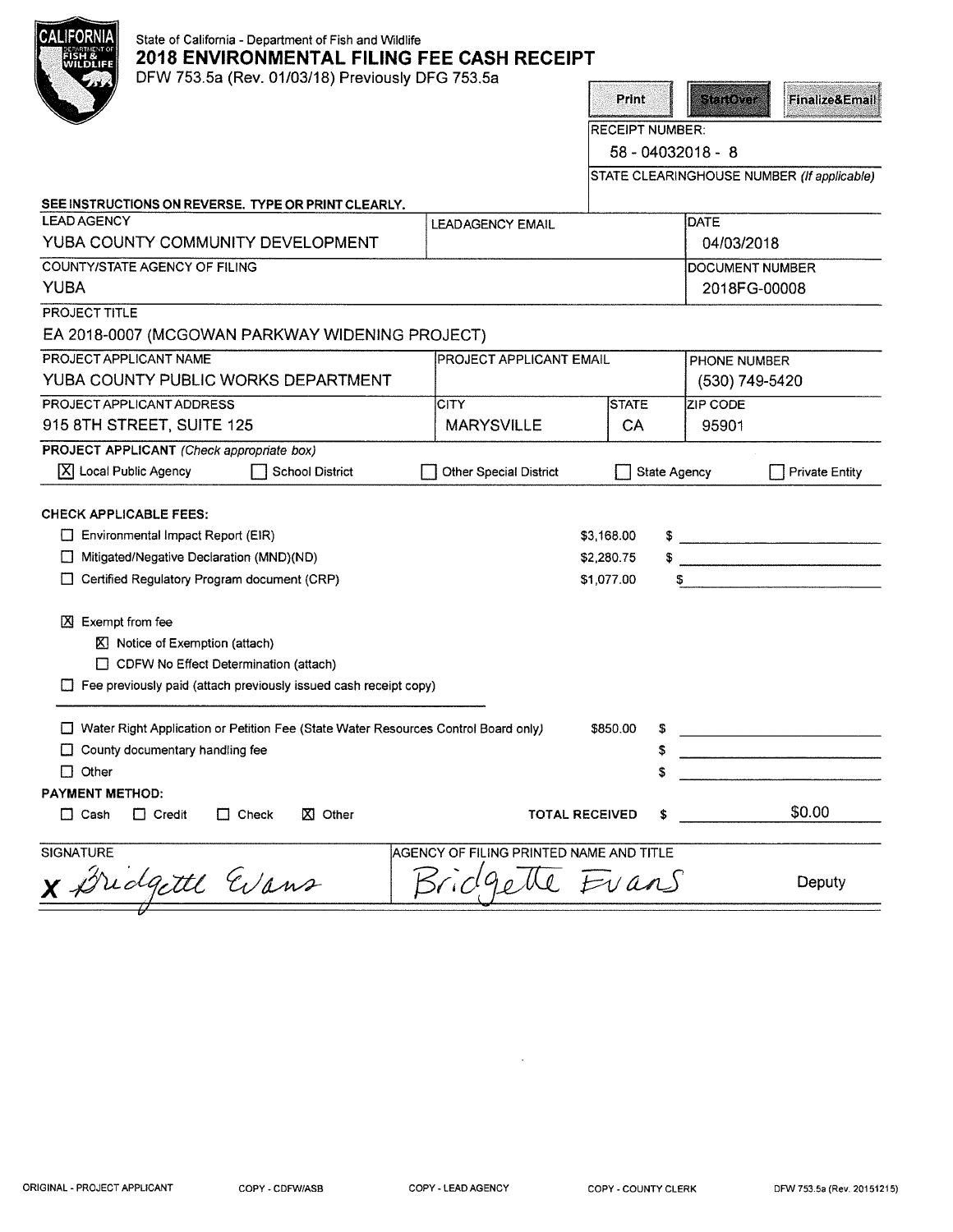State of California - Department of Fish and Wildlife

# 2018 ENVIRONMENTAL FILING FEE CASH RECEIPT

DFW 753.5a (Rev. 01/03/18) Previously DFG 753.5a

Print | StartOver | Finalize&Email

RECEIPT NUMBER:
58 - 04032018 - 8

STATE CLEARINGHOUSE NUMBER (If applicable)

**SEE INSTRUCTIONS ON REVERSE. TYPE OR PRINT CLEARLY.**

| LEAD AGENCY | LEADAGENCY EMAIL | DATE |
|---|---|---|
| YUBA COUNTY COMMUNITY DEVELOPMENT | | 04/03/2018 |

| COUNTY/STATE AGENCY OF FILING | DOCUMENT NUMBER |
|---|---|
| YUBA | 2018FG-00008 |

PROJECT TITLE
EA 2018-0007 (MCGOWAN PARKWAY WIDENING PROJECT)

| PROJECT APPLICANT NAME | PROJECT APPLICANT EMAIL | PHONE NUMBER |
|---|---|---|
| YUBA COUNTY PUBLIC WORKS DEPARTMENT | | (530) 749-5420 |

| PROJECT APPLICANT ADDRESS | CITY | STATE | ZIP CODE |
|---|---|---|---|
| 915 8TH STREET, SUITE 125 | MARYSVILLE | CA | 95901 |

**PROJECT APPLICANT** *(Check appropriate box)*

[X] Local Public Agency [ ] School District [ ] Other Special District [ ] State Agency [ ] Private Entity

**CHECK APPLICABLE FEES:**

| | | |
|---|---|---|
| [ ] Environmental Impact Report (EIR) | $3,168.00 | $ |
| [ ] Mitigated/Negative Declaration (MND)(ND) | $2,280.75 | $ |
| [ ] Certified Regulatory Program document (CRP) | $1,077.00 | $ |

[X] Exempt from fee
- [X] Notice of Exemption (attach)
- [ ] CDFW No Effect Determination (attach)

[ ] Fee previously paid (attach previously issued cash receipt copy)

| | | |
|---|---|---|
| [ ] Water Right Application or Petition Fee (State Water Resources Control Board only) | $850.00 | $ |
| [ ] County documentary handling fee | | $ |
| [ ] Other | | $ |

**PAYMENT METHOD:**

[ ] Cash [ ] Credit [ ] Check [X] Other TOTAL RECEIVED $ $0.00

| SIGNATURE | AGENCY OF FILING PRINTED NAME AND TITLE |
|---|---|
| x Bridgette Evans | Bridgette Evans Deputy |

ORIGINAL - PROJECT APPLICANT COPY - CDFW/ASB COPY - LEAD AGENCY COPY - COUNTY CLERK DFW 753.5a (Rev. 20151215)